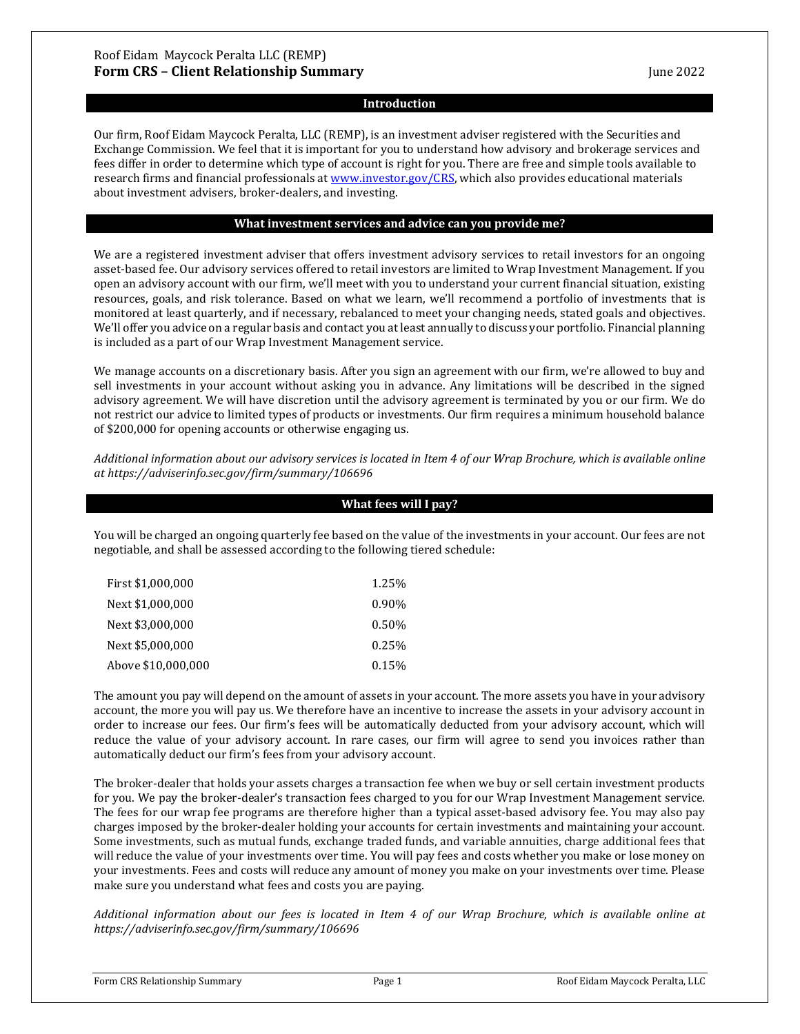Roof Eidam Maycock Peralta LLC (REMP)

# Form CRS – Client Relationship Summary

June 2022

## Introduction

Our firm, Roof Eidam Maycock Peralta, LLC (REMP), is an investment adviser registered with the Securities and Exchange Commission. We feel that it is important for you to understand how advisory and brokerage services and fees differ in order to determine which type of account is right for you. There are free and simple tools available to research firms and financial professionals at [www.investor.gov/CRS](www.investor.gov/CRS), which also provides educational materials about investment advisers, broker-dealers, and investing.

## What investment services and advice can you provide me?

We are a registered investment adviser that offers investment advisory services to retail investors for an ongoing asset-based fee. Our advisory services offered to retail investors are limited to Wrap Investment Management. If you open an advisory account with our firm, we'll meet with you to understand your current financial situation, existing resources, goals, and risk tolerance. Based on what we learn, we'll recommend a portfolio of investments that is monitored at least quarterly, and if necessary, rebalanced to meet your changing needs, stated goals and objectives. We'll offer you advice on a regular basis and contact you at least annually to discuss your portfolio. Financial planning is included as a part of our Wrap Investment Management service.

We manage accounts on a discretionary basis. After you sign an agreement with our firm, we're allowed to buy and sell investments in your account without asking you in advance. Any limitations will be described in the signed advisory agreement. We will have discretion until the advisory agreement is terminated by you or our firm. We do not restrict our advice to limited types of products or investments. Our firm requires a minimum household balance of $200,000 for opening accounts or otherwise engaging us.

*Additional information about our advisory services is located in Item 4 of our Wrap Brochure, which is available online at https://adviserinfo.sec.gov/firm/summary/106696*

## What fees will I pay?

You will be charged an ongoing quarterly fee based on the value of the investments in your account. Our fees are not negotiable, and shall be assessed according to the following tiered schedule:

| | |
|---|---|
| First $1,000,000 | 1.25% |
| Next $1,000,000 | 0.90% |
| Next $3,000,000 | 0.50% |
| Next $5,000,000 | 0.25% |
| Above $10,000,000 | 0.15% |

The amount you pay will depend on the amount of assets in your account. The more assets you have in your advisory account, the more you will pay us. We therefore have an incentive to increase the assets in your advisory account in order to increase our fees. Our firm's fees will be automatically deducted from your advisory account, which will reduce the value of your advisory account. In rare cases, our firm will agree to send you invoices rather than automatically deduct our firm's fees from your advisory account.

The broker-dealer that holds your assets charges a transaction fee when we buy or sell certain investment products for you. We pay the broker-dealer's transaction fees charged to you for our Wrap Investment Management service. The fees for our wrap fee programs are therefore higher than a typical asset-based advisory fee. You may also pay charges imposed by the broker-dealer holding your accounts for certain investments and maintaining your account. Some investments, such as mutual funds, exchange traded funds, and variable annuities, charge additional fees that will reduce the value of your investments over time. You will pay fees and costs whether you make or lose money on your investments. Fees and costs will reduce any amount of money you make on your investments over time. Please make sure you understand what fees and costs you are paying.

*Additional information about our fees is located in Item 4 of our Wrap Brochure, which is available online at https://adviserinfo.sec.gov/firm/summary/106696*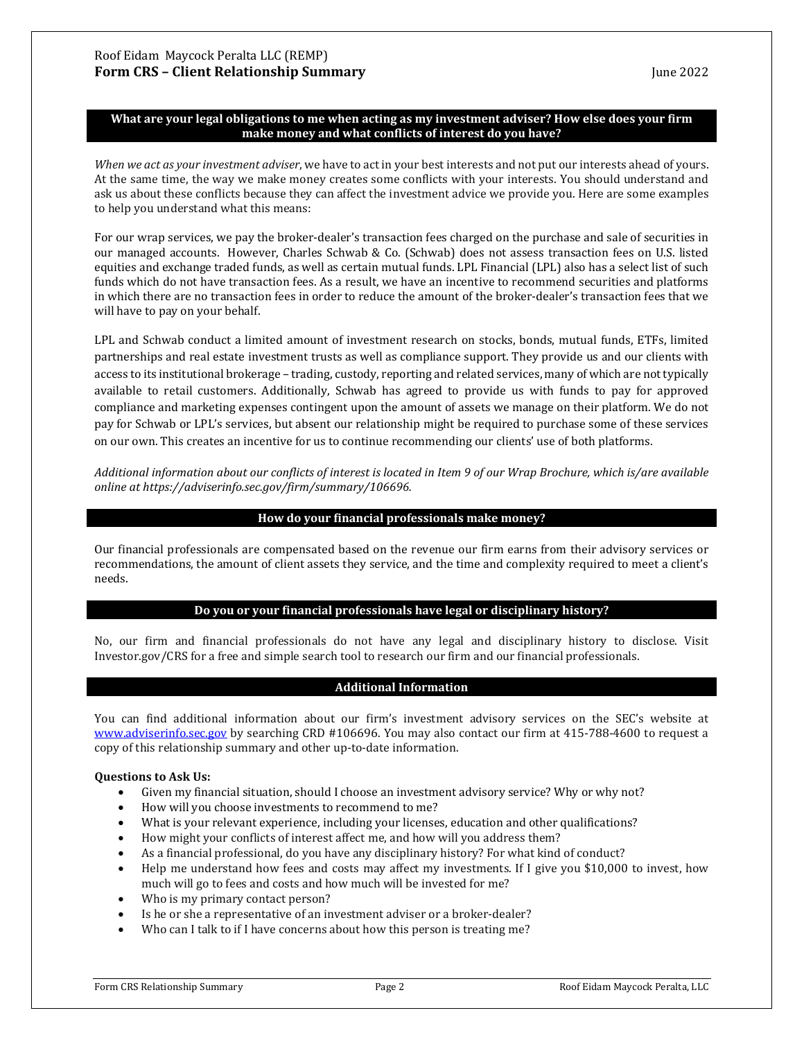**What are your legal obligations to me when acting as my investment adviser? How else does your firm make money and what conflicts of interest do you have?**

*When we act as your investment adviser*, we have to act in your best interests and not put our interests ahead of yours. At the same time, the way we make money creates some conflicts with your interests. You should understand and ask us about these conflicts because they can affect the investment advice we provide you. Here are some examples to help you understand what this means:

For our wrap services, we pay the broker-dealer's transaction fees charged on the purchase and sale of securities in our managed accounts. However, Charles Schwab & Co. (Schwab) does not assess transaction fees on U.S. listed equities and exchange traded funds, as well as certain mutual funds. LPL Financial (LPL) also has a select list of such funds which do not have transaction fees. As a result, we have an incentive to recommend securities and platforms in which there are no transaction fees in order to reduce the amount of the broker-dealer's transaction fees that we will have to pay on your behalf.

LPL and Schwab conduct a limited amount of investment research on stocks, bonds, mutual funds, ETFs, limited partnerships and real estate investment trusts as well as compliance support. They provide us and our clients with access to its institutional brokerage – trading, custody, reporting and related services, many of which are not typically available to retail customers. Additionally, Schwab has agreed to provide us with funds to pay for approved compliance and marketing expenses contingent upon the amount of assets we manage on their platform. We do not pay for Schwab or LPL's services, but absent our relationship might be required to purchase some of these services on our own. This creates an incentive for us to continue recommending our clients' use of both platforms.

*Additional information about our conflicts of interest is located in Item 9 of our Wrap Brochure, which is/are available online at https://adviserinfo.sec.gov/firm/summary/106696.*

**How do your financial professionals make money?**

Our financial professionals are compensated based on the revenue our firm earns from their advisory services or recommendations, the amount of client assets they service, and the time and complexity required to meet a client's needs.

**Do you or your financial professionals have legal or disciplinary history?**

No, our firm and financial professionals do not have any legal and disciplinary history to disclose. Visit Investor.gov/CRS for a free and simple search tool to research our firm and our financial professionals.

**Additional Information**

You can find additional information about our firm's investment advisory services on the SEC's website at www.adviserinfo.sec.gov by searching CRD #106696. You may also contact our firm at 415-788-4600 to request a copy of this relationship summary and other up-to-date information.

**Questions to Ask Us:**

- Given my financial situation, should I choose an investment advisory service? Why or why not?
- How will you choose investments to recommend to me?
- What is your relevant experience, including your licenses, education and other qualifications?
- How might your conflicts of interest affect me, and how will you address them?
- As a financial professional, do you have any disciplinary history? For what kind of conduct?
- Help me understand how fees and costs may affect my investments. If I give you $10,000 to invest, how much will go to fees and costs and how much will be invested for me?
- Who is my primary contact person?
- Is he or she a representative of an investment adviser or a broker-dealer?
- Who can I talk to if I have concerns about how this person is treating me?